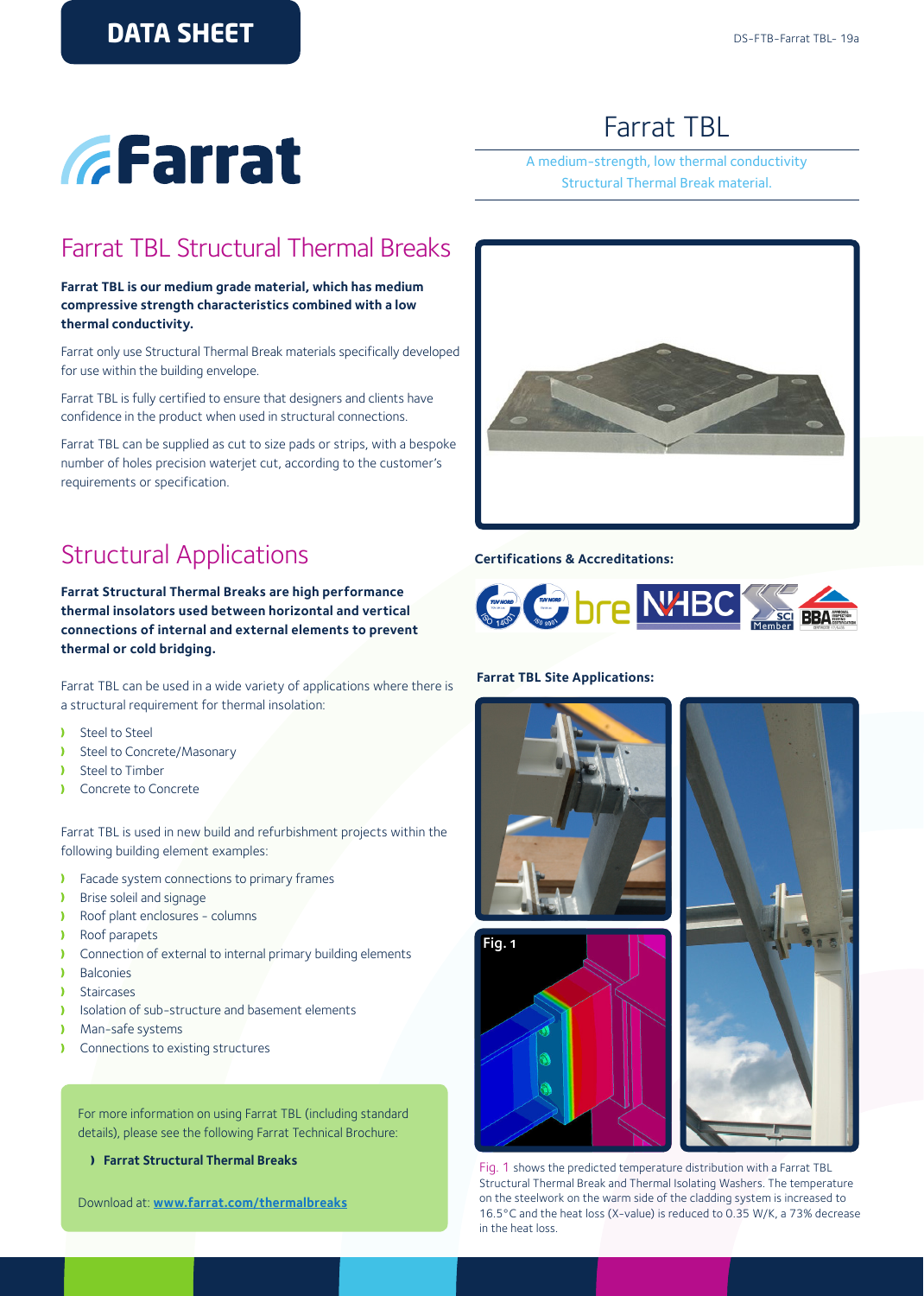DATA SHEET

DS-FTB-Farrat TBL- 19a

# Farrat TBL

A medium-strength, low thermal conductivity Structural Thermal Break material.

## Farrat TBL Structural Thermal Breaks

**Farrat TBL is our medium grade material, which has medium compressive strength characteristics combined with a low thermal conductivity.**

Farrat only use Structural Thermal Break materials specifically developed for use within the building envelope.

Farrat TBL is fully certified to ensure that designers and clients have confidence in the product when used in structural connections.

Farrat TBL can be supplied as cut to size pads or strips, with a bespoke number of holes precision waterjet cut, according to the customer's requirements or specification.

**Certifications & Accreditations:**

## Structural Applications

**Farrat Structural Thermal Breaks are high performance thermal insolators used between horizontal and vertical connections of internal and external elements to prevent thermal or cold bridging.**

Farrat TBL can be used in a wide variety of applications where there is a structural requirement for thermal insolation:

- Steel to Steel
- Steel to Concrete/Masonary
- Steel to Timber
- Concrete to Concrete

Farrat TBL is used in new build and refurbishment projects within the following building element examples:

- Facade system connections to primary frames
- Brise soleil and signage
- Roof plant enclosures - columns
- Roof parapets
- Connection of external to internal primary building elements
- Balconies
- Staircases
- Isolation of sub-structure and basement elements
- Man-safe systems
- Connections to existing structures

For more information on using Farrat TBL (including standard details), please see the following Farrat Technical Brochure:

- **Farrat Structural Thermal Breaks**

Download at: **www.farrat.com/thermalbreaks**

**Farrat TBL Site Applications:**

Fig. 1

Fig. 1 shows the predicted temperature distribution with a Farrat TBL Structural Thermal Break and Thermal Isolating Washers. The temperature on the steelwork on the warm side of the cladding system is increased to 16.5°C and the heat loss (X-value) is reduced to 0.35 W/K, a 73% decrease in the heat loss.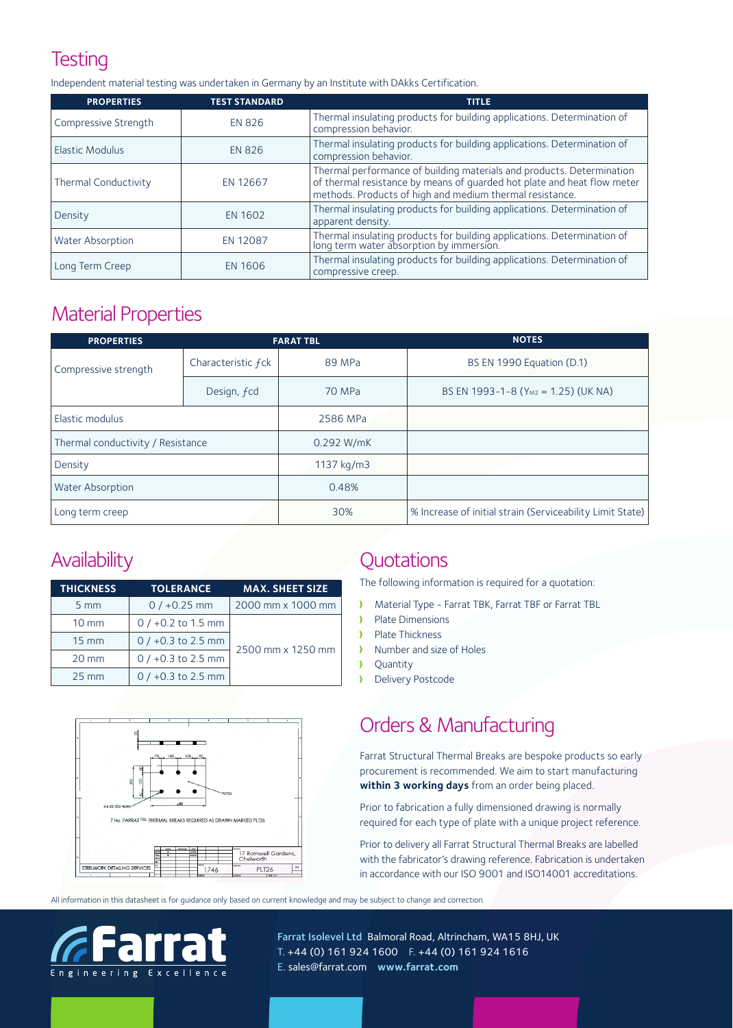## Testing

Independent material testing was undertaken in Germany by an Institute with DAkks Certification.

| PROPERTIES | TEST STANDARD | TITLE |
|---|---|---|
| Compressive Strength | EN 826 | Thermal insulating products for building applications. Determination of compression behavior. |
| Elastic Modulus | EN 826 | Thermal insulating products for building applications. Determination of compression behavior. |
| Thermal Conductivity | EN 12667 | Thermal performance of building materials and products. Determination of thermal resistance by means of guarded hot plate and heat flow meter methods. Products of high and medium thermal resistance. |
| Density | EN 1602 | Thermal insulating products for building applications. Determination of apparent density. |
| Water Absorption | EN 12087 | Thermal insulating products for building applications. Determination of long term water absorption by immersion. |
| Long Term Creep | EN 1606 | Thermal insulating products for building applications. Determination of compressive creep. |

## Material Properties

| PROPERTIES | | FARAT TBL | NOTES |
|---|---|---|---|
| Compressive strength | Characteristic $f_{ck}$ | 89 MPa | BS EN 1990 Equation (D.1) |
| | Design, $f_{cd}$ | 70 MPa | BS EN 1993-1-8 ($\gamma_{M2}$ = 1.25) (UK NA) |
| Elastic modulus | | 2586 MPa | |
| Thermal conductivity / Resistance | | 0.292 W/mK | |
| Density | | 1137 kg/m3 | |
| Water Absorption | | 0.48% | |
| Long term creep | | 30% | % Increase of initial strain (Serviceability Limit State) |

## Availability

| THICKNESS | TOLERANCE | MAX. SHEET SIZE |
|---|---|---|
| 5 mm | 0 / +0.25 mm | 2000 mm x 1000 mm |
| 10 mm | 0 / +0.2 to 1.5 mm | 2500 mm x 1250 mm |
| 15 mm | 0 / +0.3 to 2.5 mm | |
| 20 mm | 0 / +0.3 to 2.5 mm | |
| 25 mm | 0 / +0.3 to 2.5 mm | |

## Quotations

The following information is required for a quotation:

- Material Type - Farrat TBK, Farrat TBF or Farrat TBL
- Plate Dimensions
- Plate Thickness
- Number and size of Holes
- Quantity
- Delivery Postcode

## Orders & Manufacturing

Farrat Structural Thermal Breaks are bespoke products so early procurement is recommended. We aim to start manufacturing **within 3 working days** from an order being placed.

Prior to fabrication a fully dimensioned drawing is normally required for each type of plate with a unique project reference.

Prior to delivery all Farrat Structural Thermal Breaks are labelled with the fabricator's drawing reference. Fabrication is undertaken in accordance with our ISO 9001 and ISO14001 accreditations.

All information in this datasheet is for guidance only based on current knowledge and may be subject to change and correction.

Farrat Engineering Excellence

**Farrat Isolevel Ltd** Balmoral Road, Altrincham, WA15 8HJ, UK
T. +44 (0) 161 924 1600 F. +44 (0) 161 924 1616
E. sales@farrat.com **www.farrat.com**